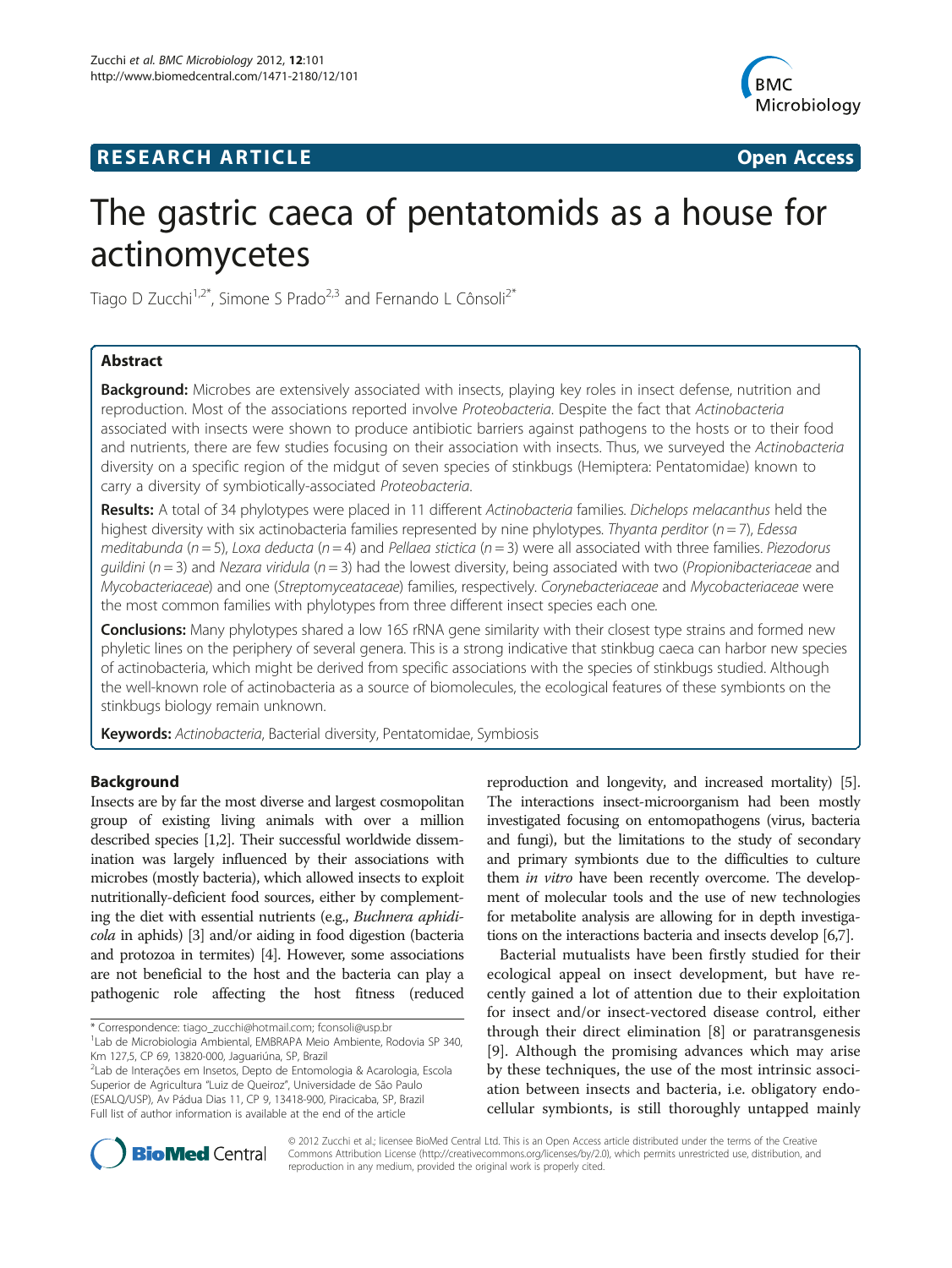**RESEARCH ARTICLE** **Open Access**

# The gastric caeca of pentatomids as a house for actinomycetes

Tiago D Zucchi[1,2*], Simone S Prado[2,3] and Fernando L Cônsoli[2*]

## Abstract

**Background:** Microbes are extensively associated with insects, playing key roles in insect defense, nutrition and reproduction. Most of the associations reported involve *Proteobacteria*. Despite the fact that *Actinobacteria* associated with insects were shown to produce antibiotic barriers against pathogens to the hosts or to their food and nutrients, there are few studies focusing on their association with insects. Thus, we surveyed the *Actinobacteria* diversity on a specific region of the midgut of seven species of stinkbugs (Hemiptera: Pentatomidae) known to carry a diversity of symbiotically-associated *Proteobacteria*.

**Results:** A total of 34 phylotypes were placed in 11 different *Actinobacteria* families. *Dichelops melacanthus* held the highest diversity with six actinobacteria families represented by nine phylotypes. *Thyanta perditor* ($n = 7$), *Edessa meditabunda* ($n = 5$), *Loxa deducta* ($n = 4$) and *Pellaea stictica* ($n = 3$) were all associated with three families. *Piezodorus guildini* ($n = 3$) and *Nezara viridula* ($n = 3$) had the lowest diversity, being associated with two (*Propionibacteriaceae* and *Mycobacteriaceae*) and one (*Streptomyceataceae*) families, respectively. *Corynebacteriaceae* and *Mycobacteriaceae* were the most common families with phylotypes from three different insect species each one.

**Conclusions:** Many phylotypes shared a low 16S rRNA gene similarity with their closest type strains and formed new phyletic lines on the periphery of several genera. This is a strong indicative that stinkbug caeca can harbor new species of actinobacteria, which might be derived from specific associations with the species of stinkbugs studied. Although the well-known role of actinobacteria as a source of biomolecules, the ecological features of these symbionts on the stinkbugs biology remain unknown.

**Keywords:** *Actinobacteria*, Bacterial diversity, Pentatomidae, Symbiosis

## Background

Insects are by far the most diverse and largest cosmopolitan group of existing living animals with over a million described species [1,2]. Their successful worldwide dissemination was largely influenced by their associations with microbes (mostly bacteria), which allowed insects to exploit nutritionally-deficient food sources, either by complementing the diet with essential nutrients (e.g., *Buchnera aphidicola* in aphids) [3] and/or aiding in food digestion (bacteria and protozoa in termites) [4]. However, some associations are not beneficial to the host and the bacteria can play a pathogenic role affecting the host fitness (reduced reproduction and longevity, and increased mortality) [5]. The interactions insect-microorganism had been mostly investigated focusing on entomopathogens (virus, bacteria and fungi), but the limitations to the study of secondary and primary symbionts due to the difficulties to culture them *in vitro* have been recently overcome. The development of molecular tools and the use of new technologies for metabolite analysis are allowing for in depth investigations on the interactions bacteria and insects develop [6,7].

Bacterial mutualists have been firstly studied for their ecological appeal on insect development, but have recently gained a lot of attention due to their exploitation for insect and/or insect-vectored disease control, either through their direct elimination [8] or paratransgenesis [9]. Although the promising advances which may arise by these techniques, the use of the most intrinsic association between insects and bacteria, i.e. obligatory endocellular symbionts, is still thoroughly untapped mainly

\* Correspondence: tiago_zucchi@hotmail.com; fconsoli@usp.br
[1]Lab de Microbiologia Ambiental, EMBRAPA Meio Ambiente, Rodovia SP 340, Km 127,5, CP 69, 13820-000, Jaguariúna, SP, Brazil
[2]Lab de Interações em Insetos, Depto de Entomologia & Acarologia, Escola Superior de Agricultura "Luiz de Queiroz", Universidade de São Paulo (ESALQ/USP), Av Pádua Dias 11, CP 9, 13418-900, Piracicaba, SP, Brazil
Full list of author information is available at the end of the article

© 2012 Zucchi et al.; licensee BioMed Central Ltd. This is an Open Access article distributed under the terms of the Creative Commons Attribution License (http://creativecommons.org/licenses/by/2.0), which permits unrestricted use, distribution, and reproduction in any medium, provided the original work is properly cited.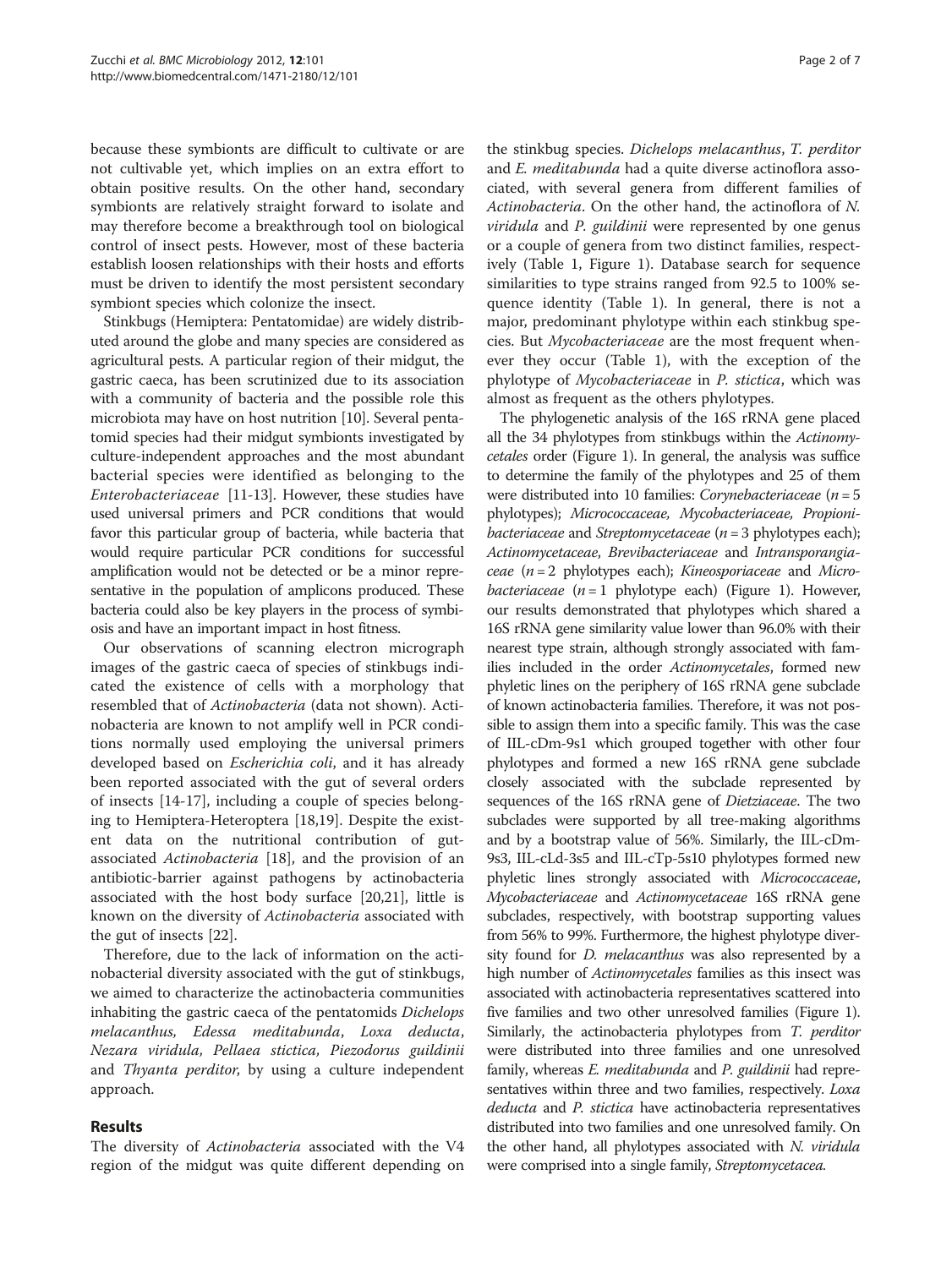because these symbionts are difficult to cultivate or are not cultivable yet, which implies on an extra effort to obtain positive results. On the other hand, secondary symbionts are relatively straight forward to isolate and may therefore become a breakthrough tool on biological control of insect pests. However, most of these bacteria establish loosen relationships with their hosts and efforts must be driven to identify the most persistent secondary symbiont species which colonize the insect.

Stinkbugs (Hemiptera: Pentatomidae) are widely distributed around the globe and many species are considered as agricultural pests. A particular region of their midgut, the gastric caeca, has been scrutinized due to its association with a community of bacteria and the possible role this microbiota may have on host nutrition [10]. Several pentatomid species had their midgut symbionts investigated by culture-independent approaches and the most abundant bacterial species were identified as belonging to the *Enterobacteriaceae* [11-13]. However, these studies have used universal primers and PCR conditions that would favor this particular group of bacteria, while bacteria that would require particular PCR conditions for successful amplification would not be detected or be a minor representative in the population of amplicons produced. These bacteria could also be key players in the process of symbiosis and have an important impact in host fitness.

Our observations of scanning electron micrograph images of the gastric caeca of species of stinkbugs indicated the existence of cells with a morphology that resembled that of *Actinobacteria* (data not shown). Actinobacteria are known to not amplify well in PCR conditions normally used employing the universal primers developed based on *Escherichia coli*, and it has already been reported associated with the gut of several orders of insects [14-17], including a couple of species belonging to Hemiptera-Heteroptera [18,19]. Despite the existent data on the nutritional contribution of gut-associated *Actinobacteria* [18], and the provision of an antibiotic-barrier against pathogens by actinobacteria associated with the host body surface [20,21], little is known on the diversity of *Actinobacteria* associated with the gut of insects [22].

Therefore, due to the lack of information on the actinobacterial diversity associated with the gut of stinkbugs, we aimed to characterize the actinobacteria communities inhabiting the gastric caeca of the pentatomids *Dichelops melacanthus*, *Edessa meditabunda*, *Loxa deducta*, *Nezara viridula*, *Pellaea stictica*, *Piezodorus guildinii* and *Thyanta perditor*, by using a culture independent approach.

## Results

The diversity of *Actinobacteria* associated with the V4 region of the midgut was quite different depending on the stinkbug species. *Dichelops melacanthus*, *T. perditor* and *E. meditabunda* had a quite diverse actinoflora associated, with several genera from different families of *Actinobacteria*. On the other hand, the actinoflora of *N. viridula* and *P. guildinii* were represented by one genus or a couple of genera from two distinct families, respectively (Table 1, Figure 1). Database search for sequence similarities to type strains ranged from 92.5 to 100% sequence identity (Table 1). In general, there is not a major, predominant phylotype within each stinkbug species. But *Mycobacteriaceae* are the most frequent whenever they occur (Table 1), with the exception of the phylotype of *Mycobacteriaceae* in *P. stictica*, which was almost as frequent as the others phylotypes.

The phylogenetic analysis of the 16S rRNA gene placed all the 34 phylotypes from stinkbugs within the *Actinomycetales* order (Figure 1). In general, the analysis was suffice to determine the family of the phylotypes and 25 of them were distributed into 10 families: *Corynebacteriaceae* ($n = 5$ phylotypes); *Micrococcaceae*, *Mycobacteriaceae*, *Propionibacteriaceae* and *Streptomycetaceae* ($n = 3$ phylotypes each); *Actinomycetaceae*, *Brevibacteriaceae* and *Intransporangiaceae* ($n = 2$ phylotypes each); *Kineosporiaceae* and *Microbacteriaceae* ($n = 1$ phylotype each) (Figure 1). However, our results demonstrated that phylotypes which shared a 16S rRNA gene similarity value lower than 96.0% with their nearest type strain, although strongly associated with families included in the order *Actinomycetales*, formed new phyletic lines on the periphery of 16S rRNA gene subclade of known actinobacteria families. Therefore, it was not possible to assign them into a specific family. This was the case of IIL-cDm-9s1 which grouped together with other four phylotypes and formed a new 16S rRNA gene subclade closely associated with the subclade represented by sequences of the 16S rRNA gene of *Dietziaceae*. The two subclades were supported by all tree-making algorithms and by a bootstrap value of 56%. Similarly, the IIL-cDm-9s3, IIL-cLd-3s5 and IIL-cTp-5s10 phylotypes formed new phyletic lines strongly associated with *Micrococcaceae*, *Mycobacteriaceae* and *Actinomycetaceae* 16S rRNA gene subclades, respectively, with bootstrap supporting values from 56% to 99%. Furthermore, the highest phylotype diversity found for *D. melacanthus* was also represented by a high number of *Actinomycetales* families as this insect was associated with actinobacteria representatives scattered into five families and two other unresolved families (Figure 1). Similarly, the actinobacteria phylotypes from *T. perditor* were distributed into three families and one unresolved family, whereas *E. meditabunda* and *P. guildinii* had representatives within three and two families, respectively. *Loxa deducta* and *P. stictica* have actinobacteria representatives distributed into two families and one unresolved family. On the other hand, all phylotypes associated with *N. viridula* were comprised into a single family, *Streptomycetacea*.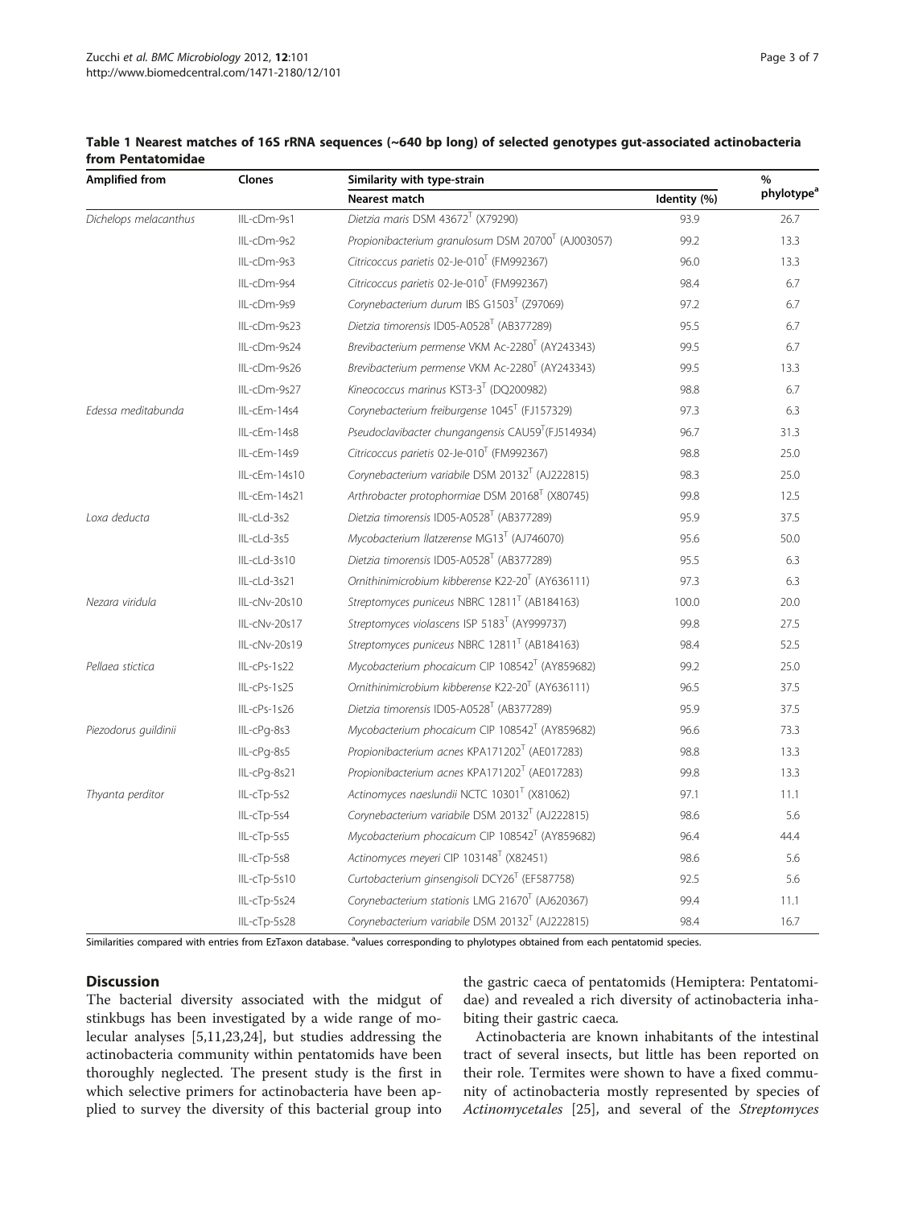**Table 1 Nearest matches of 16S rRNA sequences (~640 bp long) of selected genotypes gut-associated actinobacteria from Pentatomidae**

| Amplified from | Clones | Similarity with type-strain | | % phylotype[a] |
|---|---|---|---|---|
| | | Nearest match | Identity (%) | |
| *Dichelops melacanthus* | IIL-cDm-9s1 | *Dietzia maris* DSM 43672[T] (X79290) | 93.9 | 26.7 |
| | IIL-cDm-9s2 | *Propionibacterium granulosum* DSM 20700[T] (AJ003057) | 99.2 | 13.3 |
| | IIL-cDm-9s3 | *Citricoccus parietis* 02-Je-010[T] (FM992367) | 96.0 | 13.3 |
| | IIL-cDm-9s4 | *Citricoccus parietis* 02-Je-010[T] (FM992367) | 98.4 | 6.7 |
| | IIL-cDm-9s9 | *Corynebacterium durum* IBS G1503[T] (Z97069) | 97.2 | 6.7 |
| | IIL-cDm-9s23 | *Dietzia timorensis* ID05-A0528[T] (AB377289) | 95.5 | 6.7 |
| | IIL-cDm-9s24 | *Brevibacterium permense* VKM Ac-2280[T] (AY243343) | 99.5 | 6.7 |
| | IIL-cDm-9s26 | *Brevibacterium permense* VKM Ac-2280[T] (AY243343) | 99.5 | 13.3 |
| | IIL-cDm-9s27 | *Kineococcus marinus* KST3-3[T] (DQ200982) | 98.8 | 6.7 |
| *Edessa meditabunda* | IIL-cEm-14s4 | *Corynebacterium freiburgense* 1045[T] (FJ157329) | 97.3 | 6.3 |
| | IIL-cEm-14s8 | *Pseudoclavibacter chungangensis* CAU59[T](FJ514934) | 96.7 | 31.3 |
| | IIL-cEm-14s9 | *Citricoccus parietis* 02-Je-010[T] (FM992367) | 98.8 | 25.0 |
| | IIL-cEm-14s10 | *Corynebacterium variabile* DSM 20132[T] (AJ222815) | 98.3 | 25.0 |
| | IIL-cEm-14s21 | *Arthrobacter protophormiae* DSM 20168[T] (X80745) | 99.8 | 12.5 |
| *Loxa deducta* | IIL-cLd-3s2 | *Dietzia timorensis* ID05-A0528[T] (AB377289) | 95.9 | 37.5 |
| | IIL-cLd-3s5 | *Mycobacterium llatzerense* MG13[T] (AJ746070) | 95.6 | 50.0 |
| | IIL-cLd-3s10 | *Dietzia timorensis* ID05-A0528[T] (AB377289) | 95.5 | 6.3 |
| | IIL-cLd-3s21 | *Ornithinimicrobium kibberense* K22-20[T] (AY636111) | 97.3 | 6.3 |
| *Nezara viridula* | IIL-cNv-20s10 | *Streptomyces puniceus* NBRC 12811[T] (AB184163) | 100.0 | 20.0 |
| | IIL-cNv-20s17 | *Streptomyces violascens* ISP 5183[T] (AY999737) | 99.8 | 27.5 |
| | IIL-cNv-20s19 | *Streptomyces puniceus* NBRC 12811[T] (AB184163) | 98.4 | 52.5 |
| *Pellaea stictica* | IIL-cPs-1s22 | *Mycobacterium phocaicum* CIP 108542[T] (AY859682) | 99.2 | 25.0 |
| | IIL-cPs-1s25 | *Ornithinimicrobium kibberense* K22-20[T] (AY636111) | 96.5 | 37.5 |
| | IIL-cPs-1s26 | *Dietzia timorensis* ID05-A0528[T] (AB377289) | 95.9 | 37.5 |
| *Piezodorus guildinii* | IIL-cPg-8s3 | *Mycobacterium phocaicum* CIP 108542[T] (AY859682) | 96.6 | 73.3 |
| | IIL-cPg-8s5 | *Propionibacterium acnes* KPA171202[T] (AE017283) | 98.8 | 13.3 |
| | IIL-cPg-8s21 | *Propionibacterium acnes* KPA171202[T] (AE017283) | 99.8 | 13.3 |
| *Thyanta perditor* | IIL-cTp-5s2 | *Actinomyces naeslundii* NCTC 10301[T] (X81062) | 97.1 | 11.1 |
| | IIL-cTp-5s4 | *Corynebacterium variabile* DSM 20132[T] (AJ222815) | 98.6 | 5.6 |
| | IIL-cTp-5s5 | *Mycobacterium phocaicum* CIP 108542[T] (AY859682) | 96.4 | 44.4 |
| | IIL-cTp-5s8 | *Actinomyces meyeri* CIP 103148[T] (X82451) | 98.6 | 5.6 |
| | IIL-cTp-5s10 | *Curtobacterium ginsengisoli* DCY26[T] (EF587758) | 92.5 | 5.6 |
| | IIL-cTp-5s24 | *Corynebacterium stationis* LMG 21670[T] (AJ620367) | 99.4 | 11.1 |
| | IIL-cTp-5s28 | *Corynebacterium variabile* DSM 20132[T] (AJ222815) | 98.4 | 16.7 |

Similarities compared with entries from EzTaxon database. [a]values corresponding to phylotypes obtained from each pentatomid species.

## Discussion

The bacterial diversity associated with the midgut of stinkbugs has been investigated by a wide range of molecular analyses [5,11,23,24], but studies addressing the actinobacteria community within pentatomids have been thoroughly neglected. The present study is the first in which selective primers for actinobacteria have been applied to survey the diversity of this bacterial group into the gastric caeca of pentatomids (Hemiptera: Pentatomidae) and revealed a rich diversity of actinobacteria inhabiting their gastric caeca.

Actinobacteria are known inhabitants of the intestinal tract of several insects, but little has been reported on their role. Termites were shown to have a fixed community of actinobacteria mostly represented by species of *Actinomycetales* [25], and several of the *Streptomyces*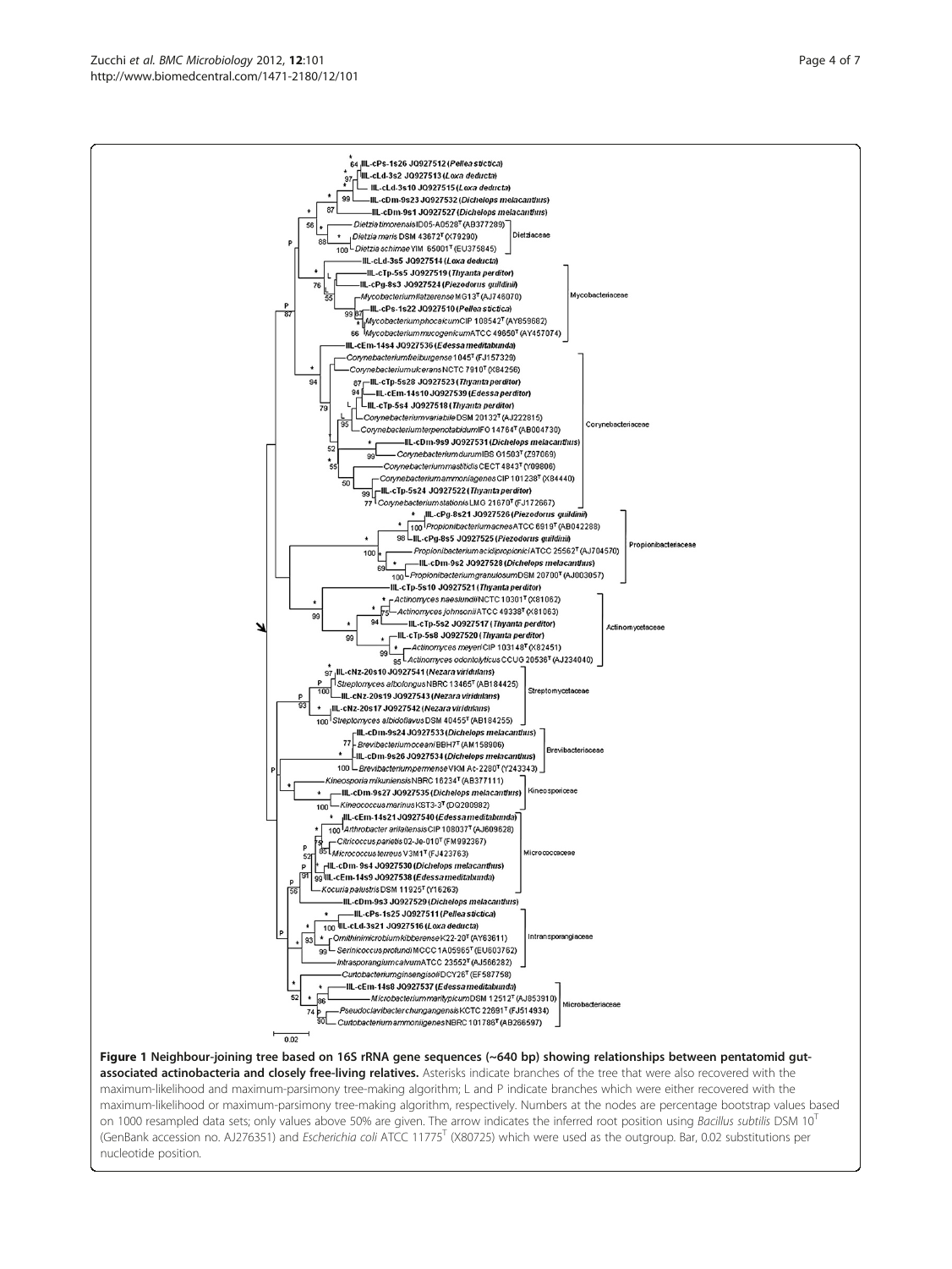**Figure 1 Neighbour-joining tree based on 16S rRNA gene sequences (~640 bp) showing relationships between pentatomid gut-associated actinobacteria and closely free-living relatives.** Asterisks indicate branches of the tree that were also recovered with the maximum-likelihood and maximum-parsimony tree-making algorithm; L and P indicate branches which were either recovered with the maximum-likelihood or maximum-parsimony tree-making algorithm, respectively. Numbers at the nodes are percentage bootstrap values based on 1000 resampled data sets; only values above 50% are given. The arrow indicates the inferred root position using *Bacillus subtilis* DSM 10$^{T}$ (GenBank accession no. AJ276351) and *Escherichia coli* ATCC 11775$^{T}$ (X80725) which were used as the outgroup. Bar, 0.02 substitutions per nucleotide position.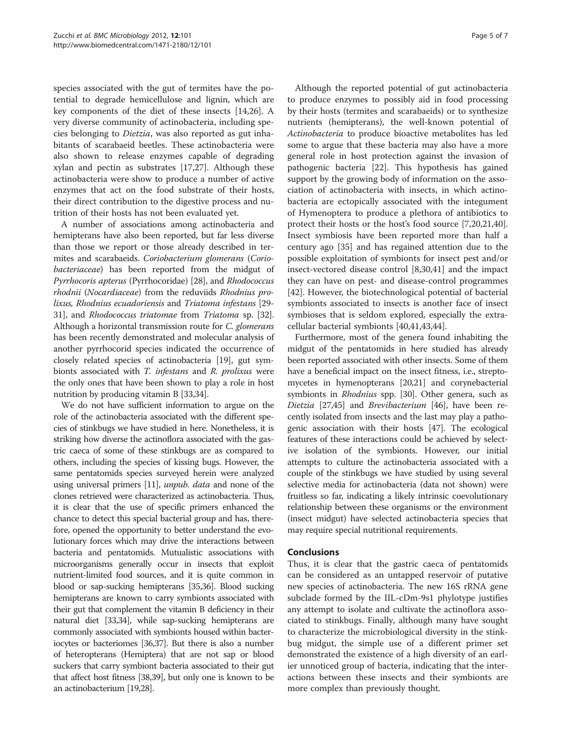species associated with the gut of termites have the potential to degrade hemicellulose and lignin, which are key components of the diet of these insects [14,26]. A very diverse community of actinobacteria, including species belonging to *Dietzia*, was also reported as gut inhabitants of scarabaeid beetles. These actinobacteria were also shown to release enzymes capable of degrading xylan and pectin as substrates [17,27]. Although these actinobacteria were show to produce a number of active enzymes that act on the food substrate of their hosts, their direct contribution to the digestive process and nutrition of their hosts has not been evaluated yet.

A number of associations among actinobacteria and hemipterans have also been reported, but far less diverse than those we report or those already described in termites and scarabaeids. *Coriobacterium glomerans* (*Coriobacteriaceae*) has been reported from the midgut of *Pyrrhocoris apterus* (Pyrrhocoridae) [28], and *Rhodococcus rhodnii* (*Nocardiaceae*) from the reduviids *Rhodnius prolixus, Rhodnius ecuadoriensis* and *Triatoma infestans* [29-31], and *Rhodococcus triatomae* from *Triatoma* sp. [32]. Although a horizontal transmission route for *C. glomerans* has been recently demonstrated and molecular analysis of another pyrrhocorid species indicated the occurrence of closely related species of actinobacteria [19], gut symbionts associated with *T. infestans* and *R. prolixus* were the only ones that have been shown to play a role in host nutrition by producing vitamin B [33,34].

We do not have sufficient information to argue on the role of the actinobacteria associated with the different species of stinkbugs we have studied in here. Nonetheless, it is striking how diverse the actinoflora associated with the gastric caeca of some of these stinkbugs are as compared to others, including the species of kissing bugs. However, the same pentatomids species surveyed herein were analyzed using universal primers [11], *unpub. data* and none of the clones retrieved were characterized as actinobacteria. Thus, it is clear that the use of specific primers enhanced the chance to detect this special bacterial group and has, therefore, opened the opportunity to better understand the evolutionary forces which may drive the interactions between bacteria and pentatomids. Mutualistic associations with microorganisms generally occur in insects that exploit nutrient-limited food sources, and it is quite common in blood or sap-sucking hemipterans [35,36]. Blood sucking hemipterans are known to carry symbionts associated with their gut that complement the vitamin B deficiency in their natural diet [33,34], while sap-sucking hemipterans are commonly associated with symbionts housed within bacteriocytes or bacteriomes [36,37]. But there is also a number of heteropterans (Hemiptera) that are not sap or blood suckers that carry symbiont bacteria associated to their gut that affect host fitness [38,39], but only one is known to be an actinobacterium [19,28].

Although the reported potential of gut actinobacteria to produce enzymes to possibly aid in food processing by their hosts (termites and scarabaeids) or to synthesize nutrients (hemipterans), the well-known potential of *Actinobacteria* to produce bioactive metabolites has led some to argue that these bacteria may also have a more general role in host protection against the invasion of pathogenic bacteria [22]. This hypothesis has gained support by the growing body of information on the association of actinobacteria with insects, in which actinobacteria are ectopically associated with the integument of Hymenoptera to produce a plethora of antibiotics to protect their hosts or the host's food source [7,20,21,40]. Insect symbiosis have been reported more than half a century ago [35] and has regained attention due to the possible exploitation of symbionts for insect pest and/or insect-vectored disease control [8,30,41] and the impact they can have on pest- and disease-control programmes [42]. However, the biotechnological potential of bacterial symbionts associated to insects is another face of insect symbioses that is seldom explored, especially the extracellular bacterial symbionts [40,41,43,44].

Furthermore, most of the genera found inhabiting the midgut of the pentatomids in here studied has already been reported associated with other insects. Some of them have a beneficial impact on the insect fitness, i.e., streptomycetes in hymenopterans [20,21] and corynebacterial symbionts in *Rhodnius* spp. [30]. Other genera, such as *Dietzia* [27,45] and *Brevibacterium* [46], have been recently isolated from insects and the last may play a pathogenic association with their hosts [47]. The ecological features of these interactions could be achieved by selective isolation of the symbionts. However, our initial attempts to culture the actinobacteria associated with a couple of the stinkbugs we have studied by using several selective media for actinobacteria (data not shown) were fruitless so far, indicating a likely intrinsic coevolutionary relationship between these organisms or the environment (insect midgut) have selected actinobacteria species that may require special nutritional requirements.

## Conclusions

Thus, it is clear that the gastric caeca of pentatomids can be considered as an untapped reservoir of putative new species of actinobacteria. The new 16S rRNA gene subclade formed by the IIL-cDm-9s1 phylotype justifies any attempt to isolate and cultivate the actinoflora associated to stinkbugs. Finally, although many have sought to characterize the microbiological diversity in the stinkbug midgut, the simple use of a different primer set demonstrated the existence of a high diversity of an earlier unnoticed group of bacteria, indicating that the interactions between these insects and their symbionts are more complex than previously thought.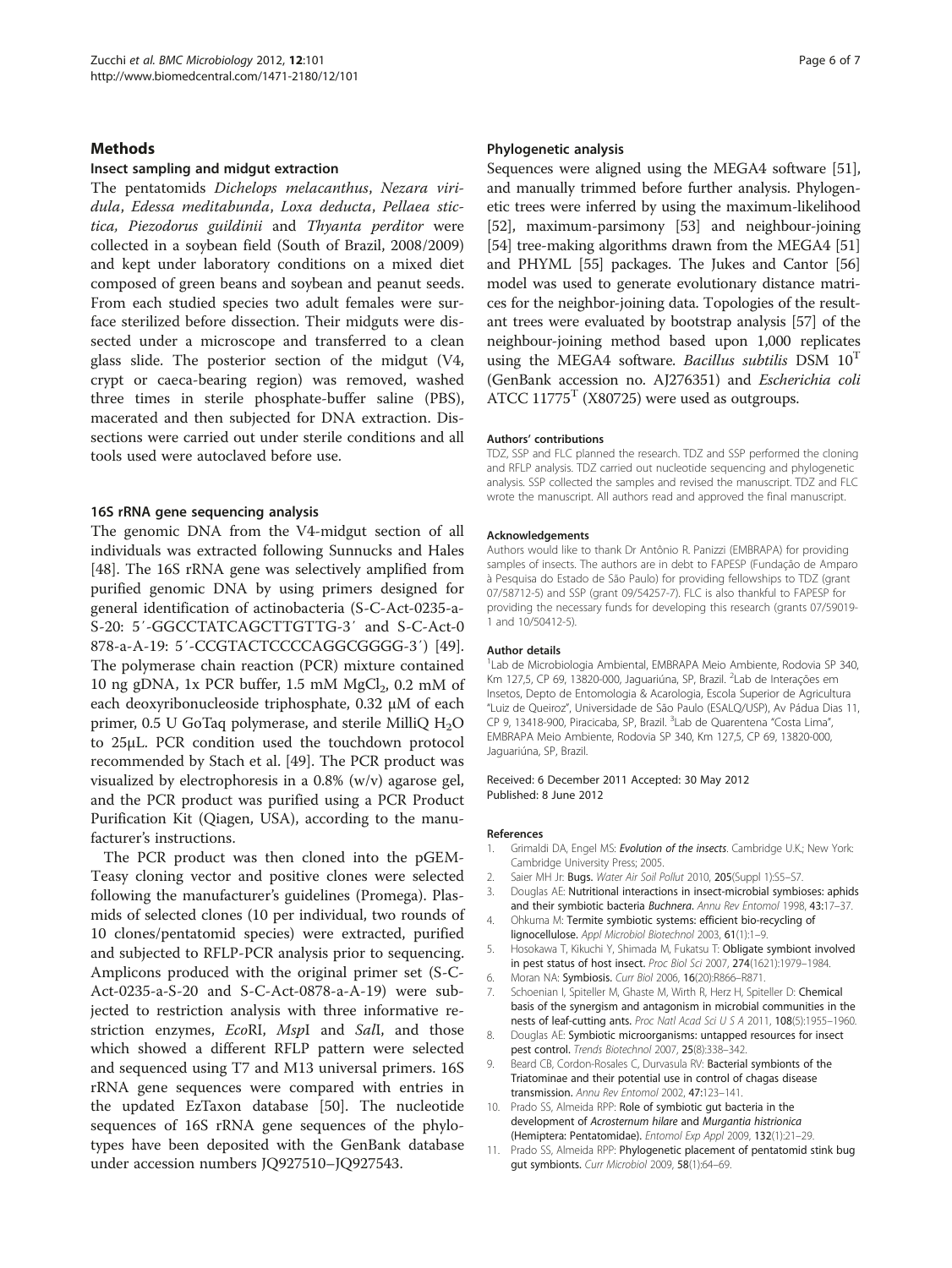## Methods

### Insect sampling and midgut extraction

The pentatomids *Dichelops melacanthus*, *Nezara viridula*, *Edessa meditabunda*, *Loxa deducta*, *Pellaea stictica, Piezodorus guildinii* and *Thyanta perditor* were collected in a soybean field (South of Brazil, 2008/2009) and kept under laboratory conditions on a mixed diet composed of green beans and soybean and peanut seeds. From each studied species two adult females were surface sterilized before dissection. Their midguts were dissected under a microscope and transferred to a clean glass slide. The posterior section of the midgut (V4, crypt or caeca-bearing region) was removed, washed three times in sterile phosphate-buffer saline (PBS), macerated and then subjected for DNA extraction. Dissections were carried out under sterile conditions and all tools used were autoclaved before use.

### 16S rRNA gene sequencing analysis

The genomic DNA from the V4-midgut section of all individuals was extracted following Sunnucks and Hales [48]. The 16S rRNA gene was selectively amplified from purified genomic DNA by using primers designed for general identification of actinobacteria (S-C-Act-0235-a-S-20: 5′-GGCCTATCAGCTTGTTG-3′ and S-C-Act-0878-a-A-19: 5′-CCGTACTCCCCAGGCGGGG-3′) [49]. The polymerase chain reaction (PCR) mixture contained 10 ng gDNA, 1x PCR buffer, 1.5 mM $MgCl_2$, 0.2 mM of each deoxyribonucleoside triphosphate, 0.32 μM of each primer, 0.5 U GoTaq polymerase, and sterile MilliQ $H_2O$ to 25μL. PCR condition used the touchdown protocol recommended by Stach et al. [49]. The PCR product was visualized by electrophoresis in a 0.8% (w/v) agarose gel, and the PCR product was purified using a PCR Product Purification Kit (Qiagen, USA), according to the manufacturer's instructions.

The PCR product was then cloned into the pGEM-Teasy cloning vector and positive clones were selected following the manufacturer's guidelines (Promega). Plasmids of selected clones (10 per individual, two rounds of 10 clones/pentatomid species) were extracted, purified and subjected to RFLP-PCR analysis prior to sequencing. Amplicons produced with the original primer set (S-C-Act-0235-a-S-20 and S-C-Act-0878-a-A-19) were subjected to restriction analysis with three informative restriction enzymes, *Eco*RI, *Msp*I and *Sal*I, and those which showed a different RFLP pattern were selected and sequenced using T7 and M13 universal primers. 16S rRNA gene sequences were compared with entries in the updated EzTaxon database [50]. The nucleotide sequences of 16S rRNA gene sequences of the phylotypes have been deposited with the GenBank database under accession numbers JQ927510–JQ927543.

### Phylogenetic analysis

Sequences were aligned using the MEGA4 software [51], and manually trimmed before further analysis. Phylogenetic trees were inferred by using the maximum-likelihood [52], maximum-parsimony [53] and neighbour-joining [54] tree-making algorithms drawn from the MEGA4 [51] and PHYML [55] packages. The Jukes and Cantor [56] model was used to generate evolutionary distance matrices for the neighbor-joining data. Topologies of the resultant trees were evaluated by bootstrap analysis [57] of the neighbour-joining method based upon 1,000 replicates using the MEGA4 software. *Bacillus subtilis* DSM $10^T$ (GenBank accession no. AJ276351) and *Escherichia coli* ATCC $11775^T$ (X80725) were used as outgroups.

#### Authors' contributions

TDZ, SSP and FLC planned the research. TDZ and SSP performed the cloning and RFLP analysis. TDZ carried out nucleotide sequencing and phylogenetic analysis. SSP collected the samples and revised the manuscript. TDZ and FLC wrote the manuscript. All authors read and approved the final manuscript.

#### Acknowledgements

Authors would like to thank Dr Antônio R. Panizzi (EMBRAPA) for providing samples of insects. The authors are in debt to FAPESP (Fundação de Amparo à Pesquisa do Estado de São Paulo) for providing fellowships to TDZ (grant 07/58712-5) and SSP (grant 09/54257-7). FLC is also thankful to FAPESP for providing the necessary funds for developing this research (grants 07/59019-1 and 10/50412-5).

#### Author details

[1]Lab de Microbiologia Ambiental, EMBRAPA Meio Ambiente, Rodovia SP 340, Km 127,5, CP 69, 13820-000, Jaguariúna, SP, Brazil. [2]Lab de Interações em Insetos, Depto de Entomologia & Acarologia, Escola Superior de Agricultura "Luiz de Queiroz", Universidade de São Paulo (ESALQ/USP), Av Pádua Dias 11, CP 9, 13418-900, Piracicaba, SP, Brazil. [3]Lab de Quarentena "Costa Lima", EMBRAPA Meio Ambiente, Rodovia SP 340, Km 127,5, CP 69, 13820-000, Jaguariúna, SP, Brazil.

Received: 6 December 2011 Accepted: 30 May 2012
Published: 8 June 2012

#### References

1. Grimaldi DA, Engel MS: ***Evolution of the insects***. Cambridge U.K.; New York: Cambridge University Press; 2005.
2. Saier MH Jr: **Bugs.** *Water Air Soil Pollut* 2010, **205**(Suppl 1):S5–S7.
3. Douglas AE: **Nutritional interactions in insect-microbial symbioses: aphids and their symbiotic bacteria *Buchnera*.** *Annu Rev Entomol* 1998, **43**:17–37.
4. Ohkuma M: **Termite symbiotic systems: efficient bio-recycling of lignocellulose.** *Appl Microbiol Biotechnol* 2003, **61**(1):1–9.
5. Hosokawa T, Kikuchi Y, Shimada M, Fukatsu T: **Obligate symbiont involved in pest status of host insect.** *Proc Biol Sci* 2007, **274**(1621):1979–1984.
6. Moran NA: **Symbiosis.** *Curr Biol* 2006, **16**(20):R866–R871.
7. Schoenian I, Spiteller M, Ghaste M, Wirth R, Herz H, Spiteller D: **Chemical basis of the synergism and antagonism in microbial communities in the nests of leaf-cutting ants.** *Proc Natl Acad Sci U S A* 2011, **108**(5):1955–1960.
8. Douglas AE: **Symbiotic microorganisms: untapped resources for insect pest control.** *Trends Biotechnol* 2007, **25**(8):338–342.
9. Beard CB, Cordon-Rosales C, Durvasula RV: **Bacterial symbionts of the Triatominae and their potential use in control of chagas disease transmission.** *Annu Rev Entomol* 2002, **47**:123–141.
10. Prado SS, Almeida RPP: **Role of symbiotic gut bacteria in the development of *Acrosternum hilare* and *Murgantia histrionica* (Hemiptera: Pentatomidae).** *Entomol Exp Appl* 2009, **132**(1):21–29.
11. Prado SS, Almeida RPP: **Phylogenetic placement of pentatomid stink bug gut symbionts.** *Curr Microbiol* 2009, **58**(1):64–69.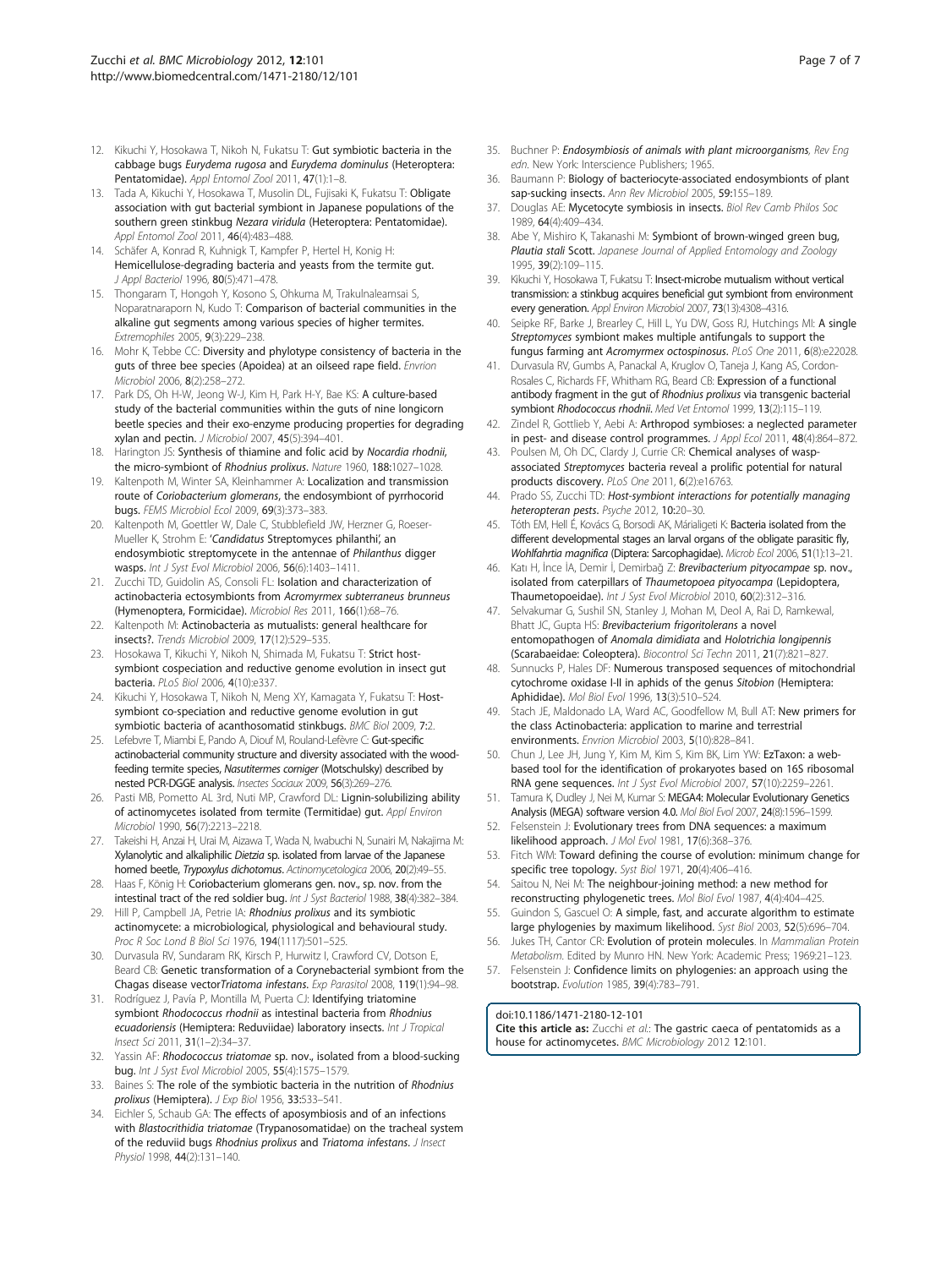12. Kikuchi Y, Hosokawa T, Nikoh N, Fukatsu T: Gut symbiotic bacteria in the cabbage bugs *Eurydema rugosa* and *Eurydema dominulus* (Heteroptera: Pentatomidae). *Appl Entomol Zool* 2011, **47**(1):1–8.
13. Tada A, Kikuchi Y, Hosokawa T, Musolin DL, Fujisaki K, Fukatsu T: Obligate association with gut bacterial symbiont in Japanese populations of the southern green stinkbug *Nezara viridula* (Heteroptera: Pentatomidae). *Appl Entomol Zool* 2011, **46**(4):483–488.
14. Schäfer A, Konrad R, Kuhnigk T, Kampfer P, Hertel H, Konig H: Hemicellulose-degrading bacteria and yeasts from the termite gut. *J Appl Bacteriol* 1996, **80**(5):471–478.
15. Thongaram T, Hongoh Y, Kosono S, Ohkuma M, Trakulnaleamsai S, Noparatnaraporn N, Kudo T: Comparison of bacterial communities in the alkaline gut segments among various species of higher termites. *Extremophiles* 2005, **9**(3):229–238.
16. Mohr K, Tebbe CC: Diversity and phylotype consistency of bacteria in the guts of three bee species (Apoidea) at an oilseed rape field. *Envrion Microbiol* 2006, **8**(2):258–272.
17. Park DS, Oh H-W, Jeong W-J, Kim H, Park H-Y, Bae KS: A culture-based study of the bacterial communities within the guts of nine longicorn beetle species and their exo-enzyme producing properties for degrading xylan and pectin. *J Microbiol* 2007, **45**(5):394–401.
18. Harington JS: Synthesis of thiamine and folic acid by *Nocardia rhodnii*, the micro-symbiont of *Rhodnius prolixus*. *Nature* 1960, **188**:1027–1028.
19. Kaltenpoth M, Winter SA, Kleinhammer A: Localization and transmission route of *Coriobacterium glomerans*, the endosymbiont of pyrrhocorid bugs. *FEMS Microbiol Ecol* 2009, **69**(3):373–383.
20. Kaltenpoth M, Goettler W, Dale C, Stubblefield JW, Herzner G, Roeser-Mueller K, Strohm E: '*Candidatus* Streptomyces philanthi', an endosymbiotic streptomycete in the antennae of *Philanthus* digger wasps. *Int J Syst Evol Microbiol* 2006, **56**(6):1403–1411.
21. Zucchi TD, Guidolin AS, Consoli FL: Isolation and characterization of actinobacteria ectosymbionts from *Acromyrmex subterraneus brunneus* (Hymenoptera, Formicidae). *Microbiol Res* 2011, **166**(1):68–76.
22. Kaltenpoth M: Actinobacteria as mutualists: general healthcare for insects?. *Trends Microbiol* 2009, **17**(12):529–535.
23. Hosokawa T, Kikuchi Y, Nikoh N, Shimada M, Fukatsu T: Strict host-symbiont cospeciation and reductive genome evolution in insect gut bacteria. *PLoS Biol* 2006, **4**(10):e337.
24. Kikuchi Y, Hosokawa T, Nikoh N, Meng XY, Kamagata Y, Fukatsu T: Host-symbiont co-speciation and reductive genome evolution in gut symbiotic bacteria of acanthosomatid stinkbugs. *BMC Biol* 2009, **7**:2.
25. Lefebvre T, Miambi E, Pando A, Diouf M, Rouland-Lefèvre C: Gut-specific actinobacterial community structure and diversity associated with the wood-feeding termite species, *Nasutitermes corniger* (Motschulsky) described by nested PCR-DGGE analysis. *Insectes Sociaux* 2009, **56**(3):269–276.
26. Pasti MB, Pometto AL 3rd, Nuti MP, Crawford DL: Lignin-solubilizing ability of actinomycetes isolated from termite (Termitidae) gut. *Appl Environ Microbiol* 1990, **56**(7):2213–2218.
27. Takeishi H, Anzai H, Urai M, Aizawa T, Wada N, Iwabuchi N, Sunairi M, Nakajima M: Xylanolytic and alkaliphilic *Dietzia* sp. isolated from larvae of the Japanese horned beetle, *Trypoxylus dichotomus*. *Actinomycetologica* 2006, **20**(2):49–55.
28. Haas F, König H: Coriobacterium glomerans gen. nov., sp. nov. from the intestinal tract of the red soldier bug. *Int J Syst Bacteriol* 1988, **38**(4):382–384.
29. Hill P, Campbell JA, Petrie IA: *Rhodnius prolixus* and its symbiotic actinomycete: a microbiological, physiological and behavioural study. *Proc R Soc Lond B Biol Sci* 1976, **194**(1117):501–525.
30. Durvasula RV, Sundaram RK, Kirsch P, Hurwitz I, Crawford CV, Dotson E, Beard CB: Genetic transformation of a Corynebacterial symbiont from the Chagas disease vector*Triatoma infestans*. *Exp Parasitol* 2008, **119**(1):94–98.
31. Rodríguez J, Pavía P, Montilla M, Puerta CJ: Identifying triatomine symbiont *Rhodococcus rhodnii* as intestinal bacteria from *Rhodnius ecuadoriensis* (Hemiptera: Reduviidae) laboratory insects. *Int J Tropical Insect Sci* 2011, **31**(1–2):34–37.
32. Yassin AF: *Rhodococcus triatomae* sp. nov., isolated from a blood-sucking bug. *Int J Syst Evol Microbiol* 2005, **55**(4):1575–1579.
33. Baines S: The role of the symbiotic bacteria in the nutrition of *Rhodnius prolixus* (Hemiptera). *J Exp Biol* 1956, **33**:533–541.
34. Eichler S, Schaub GA: The effects of aposymbiosis and of an infections with *Blastocrithidia triatomae* (Trypanosomatidae) on the tracheal system of the reduviid bugs *Rhodnius prolixus* and *Triatoma infestans*. *J Insect Physiol* 1998, **44**(2):131–140.
35. Buchner P: ***Endosymbiosis of animals with plant microorganisms***, *Rev Eng edn*. New York: Interscience Publishers; 1965.
36. Baumann P: Biology of bacteriocyte-associated endosymbionts of plant sap-sucking insects. *Ann Rev Microbiol* 2005, **59**:155–189.
37. Douglas AE: Mycetocyte symbiosis in insects. *Biol Rev Camb Philos Soc* 1989, **64**(4):409–434.
38. Abe Y, Mishiro K, Takanashi M: Symbiont of brown-winged green bug, *Plautia stali* Scott. *Japanese Journal of Applied Entomology and Zoology* 1995, **39**(2):109–115.
39. Kikuchi Y, Hosokawa T, Fukatsu T: Insect-microbe mutualism without vertical transmission: a stinkbug acquires beneficial gut symbiont from environment every generation. *Appl Environ Microbiol* 2007, **73**(13):4308–4316.
40. Seipke RF, Barke J, Brearley C, Hill L, Yu DW, Goss RJ, Hutchings MI: A single *Streptomyces* symbiont makes multiple antifungals to support the fungus farming ant *Acromyrmex octospinosus*. *PLoS One* 2011, **6**(8):e22028.
41. Durvasula RV, Gumbs A, Panackal A, Kruglov O, Taneja J, Kang AS, Cordon-Rosales C, Richards FF, Whitham RG, Beard CB: Expression of a functional antibody fragment in the gut of *Rhodnius prolixus* via transgenic bacterial symbiont *Rhodococcus rhodnii*. *Med Vet Entomol* 1999, **13**(2):115–119.
42. Zindel R, Gottlieb Y, Aebi A: Arthropod symbioses: a neglected parameter in pest- and disease control programmes. *J Appl Ecol* 2011, **48**(4):864–872.
43. Poulsen M, Oh DC, Clardy J, Currie CR: Chemical analyses of wasp-associated *Streptomyces* bacteria reveal a prolific potential for natural products discovery. *PLoS One* 2011, **6**(2):e16763.
44. Prado SS, Zucchi TD: ***Host-symbiont interactions for potentially managing heteropteran pests***. *Psyche* 2012, **10**:20–30.
45. Tóth EM, Hell É, Kovács G, Borsodi AK, Márialigeti K: Bacteria isolated from the different developmental stages an larval organs of the obligate parasitic fly, *Wohlfahrtia magnifica* (Diptera: Sarcophagidae). *Microb Ecol* 2006, **51**(1):13–21.
46. Katı H, İnce İA, Demir İ, Demirbağ Z: *Brevibacterium pityocampae* sp. nov., isolated from caterpillars of *Thaumetopoea pityocampa* (Lepidoptera, Thaumetopoeidae). *Int J Syst Evol Microbiol* 2010, **60**(2):312–316.
47. Selvakumar G, Sushil SN, Stanley J, Mohan M, Deol A, Rai D, Ramkewal, Bhatt JC, Gupta HS: *Brevibacterium frigoritolerans* a novel entomopathogen of *Anomala dimidiata* and *Holotrichia longipennis* (Scarabaeidae: Coleoptera). *Biocontrol Sci Techn* 2011, **21**(7):821–827.
48. Sunnucks P, Hales DF: Numerous transposed sequences of mitochondrial cytochrome oxidase I-II in aphids of the genus *Sitobion* (Hemiptera: Aphididae). *Mol Biol Evol* 1996, **13**(3):510–524.
49. Stach JE, Maldonado LA, Ward AC, Goodfellow M, Bull AT: New primers for the class Actinobacteria: application to marine and terrestrial environments. *Envrion Microbiol* 2003, **5**(10):828–841.
50. Chun J, Lee JH, Jung Y, Kim M, Kim S, Kim BK, Lim YW: EzTaxon: a web-based tool for the identification of prokaryotes based on 16S ribosomal RNA gene sequences. *Int J Syst Evol Microbiol* 2007, **57**(10):2259–2261.
51. Tamura K, Dudley J, Nei M, Kumar S: MEGA4: Molecular Evolutionary Genetics Analysis (MEGA) software version 4.0. *Mol Biol Evol* 2007, **24**(8):1596–1599.
52. Felsenstein J: Evolutionary trees from DNA sequences: a maximum likelihood approach. *J Mol Evol* 1981, **17**(6):368–376.
53. Fitch WM: Toward defining the course of evolution: minimum change for specific tree topology. *Syst Biol* 1971, **20**(4):406–416.
54. Saitou N, Nei M: The neighbour-joining method: a new method for reconstructing phylogenetic trees. *Mol Biol Evol* 1987, **4**(4):404–425.
55. Guindon S, Gascuel O: A simple, fast, and accurate algorithm to estimate large phylogenies by maximum likelihood. *Syst Biol* 2003, **52**(5):696–704.
56. Jukes TH, Cantor CR: Evolution of protein molecules. In *Mammalian Protein Metabolism*. Edited by Munro HN. New York: Academic Press; 1969:21–123.
57. Felsenstein J: Confidence limits on phylogenies: an approach using the bootstrap. *Evolution* 1985, **39**(4):783–791.

doi:10.1186/1471-2180-12-101

**Cite this article as:** Zucchi *et al.*: The gastric caeca of pentatomids as a house for actinomycetes. *BMC Microbiology* 2012 **12**:101.